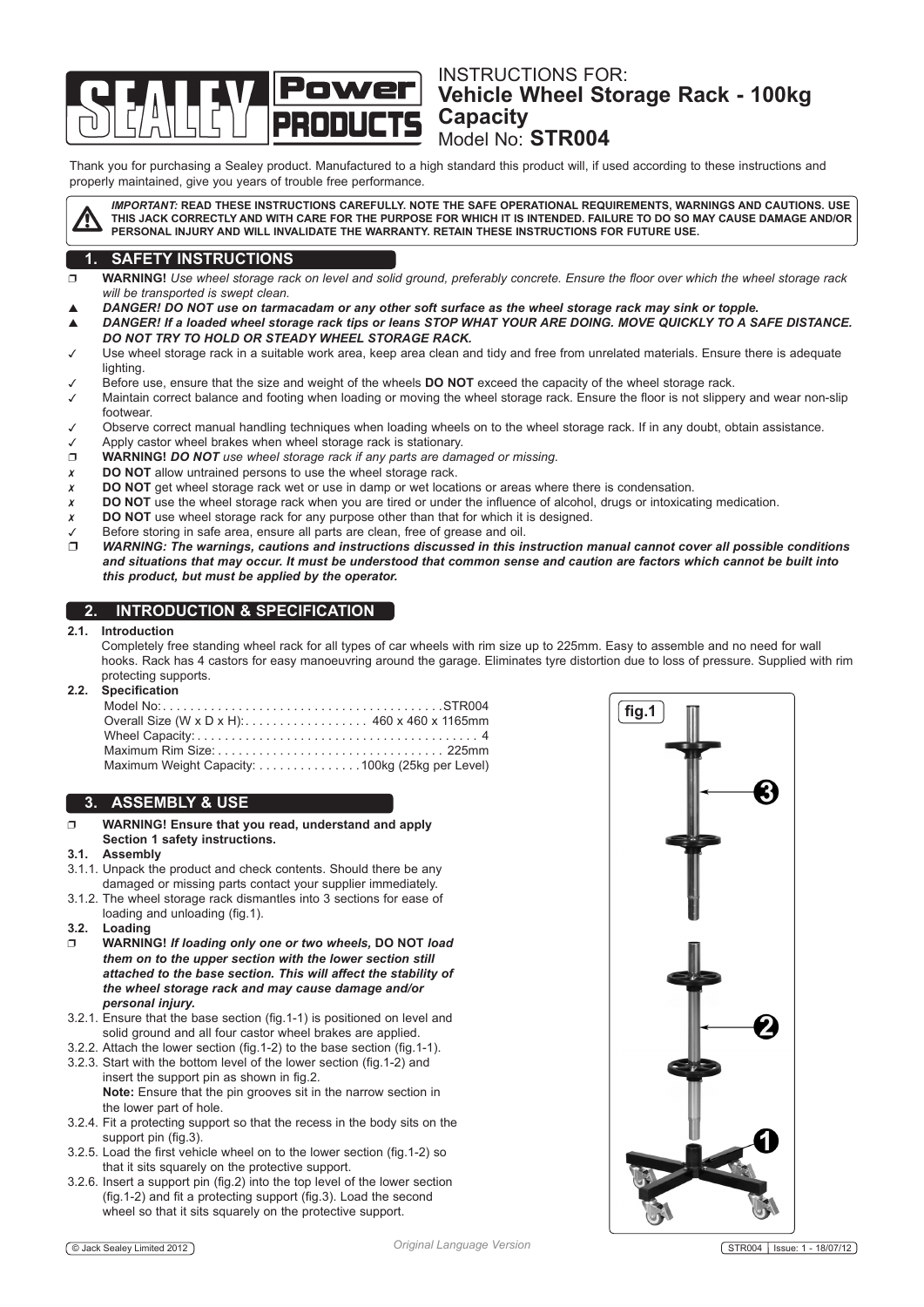# INSTRUCTIONS FOR: Vehicle Wheel Storage Rack - 100kg Capacity

Model No: **STR004**

Thank you for purchasing a Sealey product. Manufactured to a high standard this product will, if used according to these instructions and properly maintained, give you years of trouble free performance.

***IMPORTANT:*** **READ THESE INSTRUCTIONS CAREFULLY. NOTE THE SAFE OPERATIONAL REQUIREMENTS, WARNINGS AND CAUTIONS. USE THIS JACK CORRECTLY AND WITH CARE FOR THE PURPOSE FOR WHICH IT IS INTENDED. FAILURE TO DO SO MAY CAUSE DAMAGE AND/OR PERSONAL INJURY AND WILL INVALIDATE THE WARRANTY. RETAIN THESE INSTRUCTIONS FOR FUTURE USE.**

## 1. SAFETY INSTRUCTIONS

- ❐ **WARNING!** *Use wheel storage rack on level and solid ground, preferably concrete. Ensure the floor over which the wheel storage rack will be transported is swept clean.*
- ▲ ***DANGER! DO NOT use on tarmacadam or any other soft surface as the wheel storage rack may sink or topple.***
- ▲ ***DANGER! If a loaded wheel storage rack tips or leans STOP WHAT YOUR ARE DOING. MOVE QUICKLY TO A SAFE DISTANCE. DO NOT TRY TO HOLD OR STEADY WHEEL STORAGE RACK.***
- ✓ Use wheel storage rack in a suitable work area, keep area clean and tidy and free from unrelated materials. Ensure there is adequate lighting.
- ✓ Before use, ensure that the size and weight of the wheels **DO NOT** exceed the capacity of the wheel storage rack.
- ✓ Maintain correct balance and footing when loading or moving the wheel storage rack. Ensure the floor is not slippery and wear non-slip footwear.
- ✓ Observe correct manual handling techniques when loading wheels on to the wheel storage rack. If in any doubt, obtain assistance.
- ✓ Apply castor wheel brakes when wheel storage rack is stationary.
- ❐ **WARNING!** *DO NOT use wheel storage rack if any parts are damaged or missing.*
- ✗ **DO NOT** allow untrained persons to use the wheel storage rack.
- ✗ **DO NOT** get wheel storage rack wet or use in damp or wet locations or areas where there is condensation.
- ✗ **DO NOT** use the wheel storage rack when you are tired or under the influence of alcohol, drugs or intoxicating medication.
- ✗ **DO NOT** use wheel storage rack for any purpose other than that for which it is designed.
- ✓ Before storing in safe area, ensure all parts are clean, free of grease and oil.
- ❐ ***WARNING: The warnings, cautions and instructions discussed in this instruction manual cannot cover all possible conditions and situations that may occur. It must be understood that common sense and caution are factors which cannot be built into this product, but must be applied by the operator.***

## 2. INTRODUCTION & SPECIFICATION

### 2.1. Introduction

Completely free standing wheel rack for all types of car wheels with rim size up to 225mm. Easy to assemble and no need for wall hooks. Rack has 4 castors for easy manoeuvring around the garage. Eliminates tyre distortion due to loss of pressure. Supplied with rim protecting supports.

### 2.2. Specification

| | |
|---|---|
| Model No: | STR004 |
| Overall Size (W x D x H): | 460 x 460 x 1165mm |
| Wheel Capacity: | 4 |
| Maximum Rim Size: | 225mm |
| Maximum Weight Capacity: | 100kg (25kg per Level) |

## 3. ASSEMBLY & USE

❐ **WARNING! Ensure that you read, understand and apply Section 1 safety instructions.**

### 3.1. Assembly

3.1.1. Unpack the product and check contents. Should there be any damaged or missing parts contact your supplier immediately.

3.1.2. The wheel storage rack dismantles into 3 sections for ease of loading and unloading (fig.1).

### 3.2. Loading

❐ **WARNING!** ***If loading only one or two wheels,* DO NOT *load them on to the upper section with the lower section still attached to the base section. This will affect the stability of the wheel storage rack and may cause damage and/or personal injury.***

3.2.1. Ensure that the base section (fig.1-1) is positioned on level and solid ground and all four castor wheel brakes are applied.

3.2.2. Attach the lower section (fig.1-2) to the base section (fig.1-1).

3.2.3. Start with the bottom level of the lower section (fig.1-2) and insert the support pin as shown in fig.2.
**Note:** Ensure that the pin grooves sit in the narrow section in the lower part of hole.

3.2.4. Fit a protecting support so that the recess in the body sits on the support pin (fig.3).

3.2.5. Load the first vehicle wheel on to the lower section (fig.1-2) so that it sits squarely on the protective support.

3.2.6. Insert a support pin (fig.2) into the top level of the lower section (fig.1-2) and fit a protecting support (fig.3). Load the second wheel so that it sits squarely on the protective support.

fig.1

Original Language Version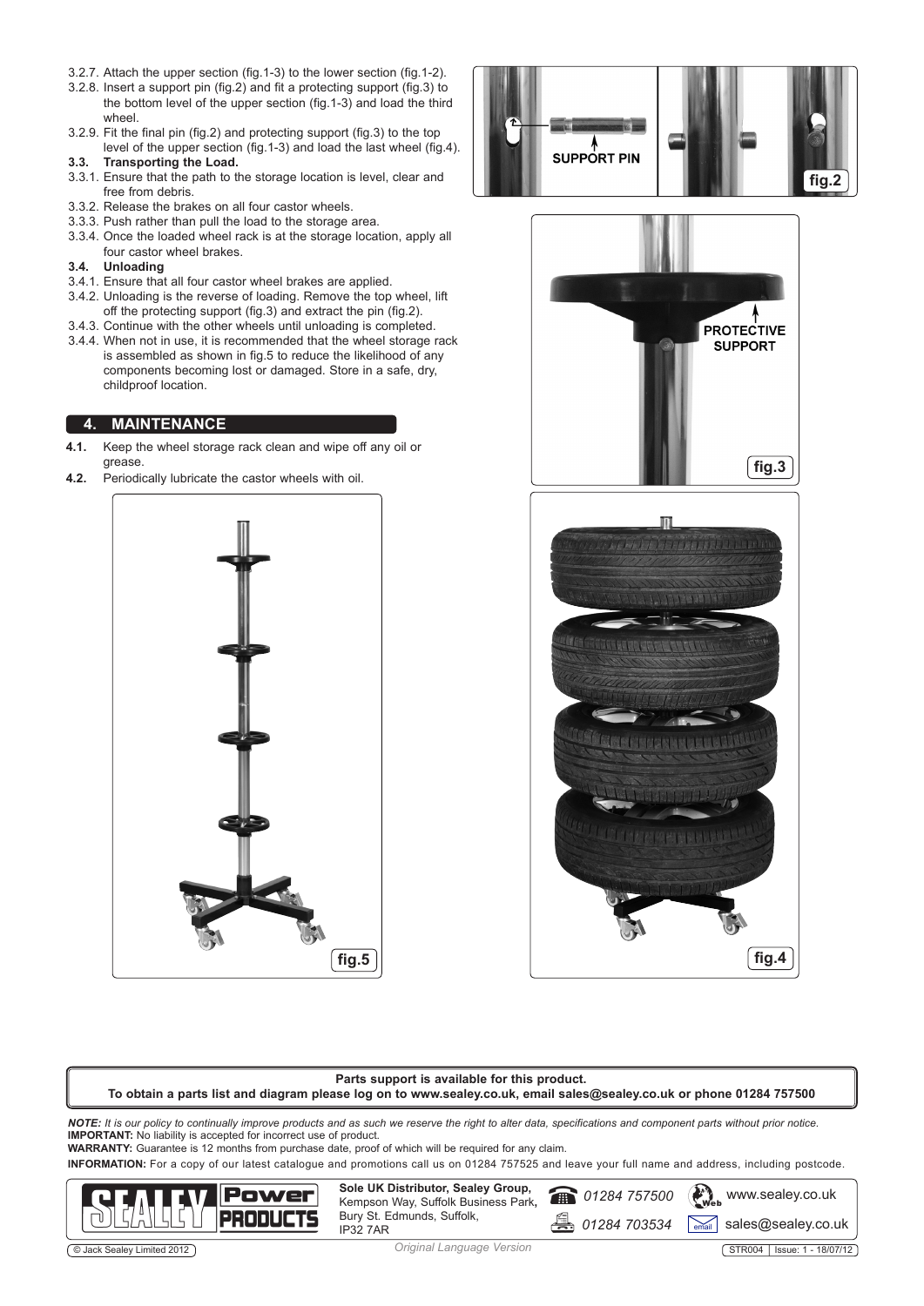3.2.7. Attach the upper section (fig.1-3) to the lower section (fig.1-2).

3.2.8. Insert a support pin (fig.2) and fit a protecting support (fig.3) to the bottom level of the upper section (fig.1-3) and load the third wheel.

3.2.9. Fit the final pin (fig.2) and protecting support (fig.3) to the top level of the upper section (fig.1-3) and load the last wheel (fig.4).

**3.3. Transporting the Load.**

3.3.1. Ensure that the path to the storage location is level, clear and free from debris.

3.3.2. Release the brakes on all four castor wheels.

3.3.3. Push rather than pull the load to the storage area.

3.3.4. Once the loaded wheel rack is at the storage location, apply all four castor wheel brakes.

**3.4. Unloading**

3.4.1. Ensure that all four castor wheel brakes are applied.

3.4.2. Unloading is the reverse of loading. Remove the top wheel, lift off the protecting support (fig.3) and extract the pin (fig.2).

3.4.3. Continue with the other wheels until unloading is completed.

3.4.4. When not in use, it is recommended that the wheel storage rack is assembled as shown in fig.5 to reduce the likelihood of any components becoming lost or damaged. Store in a safe, dry, childproof location.

## 4. MAINTENANCE

**4.1.** Keep the wheel storage rack clean and wipe off any oil or grease.

**4.2.** Periodically lubricate the castor wheels with oil.

SUPPORT PIN

fig.2

PROTECTIVE SUPPORT

fig.3

fig.5

fig.4

**Parts support is available for this product.**
**To obtain a parts list and diagram please log on to www.sealey.co.uk, email sales@sealey.co.uk or phone 01284 757500**

***NOTE:*** *It is our policy to continually improve products and as such we reserve the right to alter data, specifications and component parts without prior notice.*
**IMPORTANT:** No liability is accepted for incorrect use of product.
**WARRANTY:** Guarantee is 12 months from purchase date, proof of which will be required for any claim.
**INFORMATION:** For a copy of our latest catalogue and promotions call us on 01284 757525 and leave your full name and address, including postcode.

SEALEY Power PRODUCTS

**Sole UK Distributor, Sealey Group,** Kempson Way, Suffolk Business Park, Bury St. Edmunds, Suffolk, IP32 7AR

01284 757500 | www.sealey.co.uk

01284 703534 | sales@sealey.co.uk

© Jack Sealey Limited 2012 | *Original Language Version* | STR004 | Issue: 1 - 18/07/12